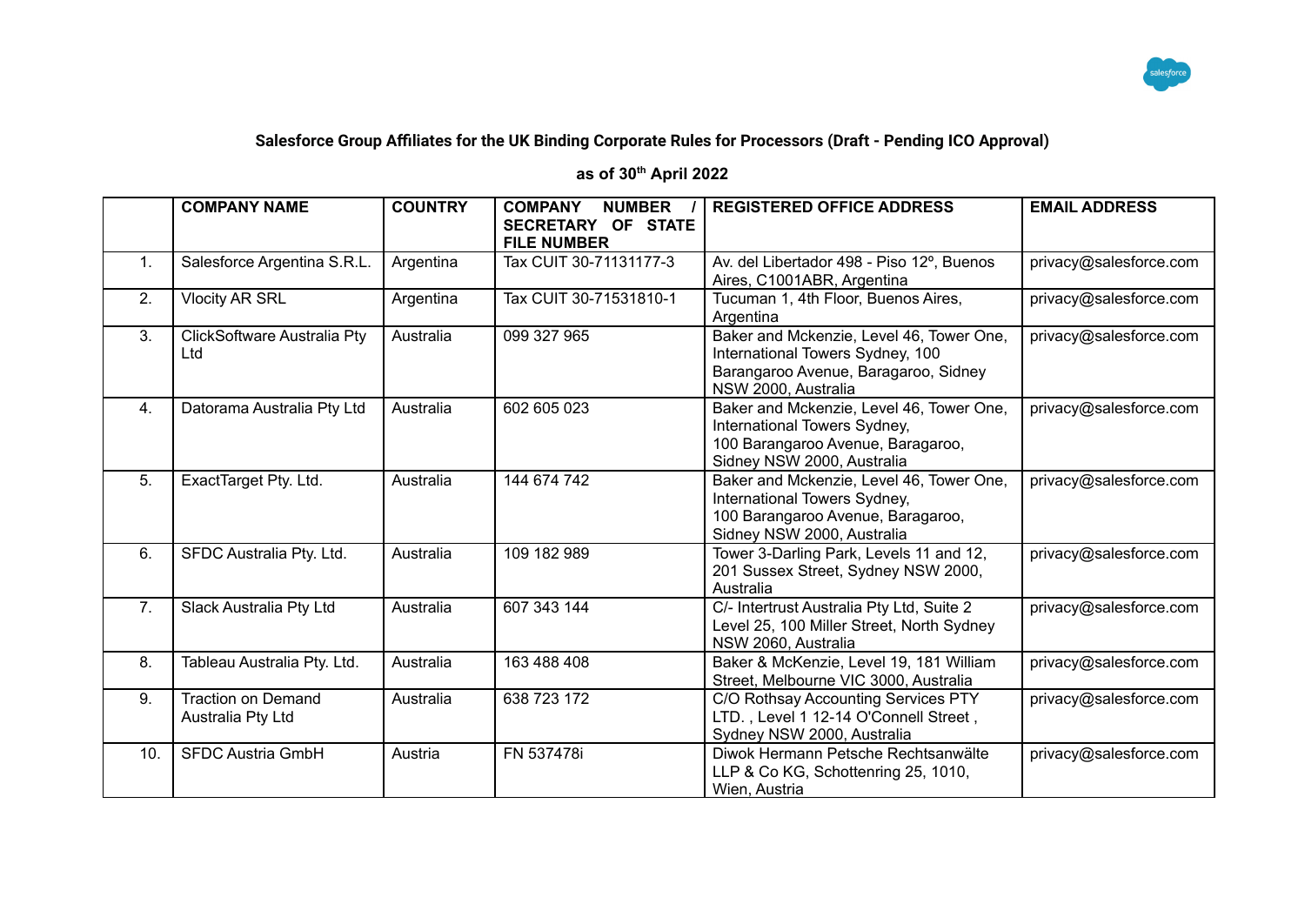**Salesforce Group Affiliates for the UK Binding Corporate Rules for Processors (Draft - Pending ICO Approval)**

**as of 30th April 2022**

| | COMPANY NAME | COUNTRY | COMPANY NUMBER / SECRETARY OF STATE FILE NUMBER | REGISTERED OFFICE ADDRESS | EMAIL ADDRESS |
|---|---|---|---|---|---|
| 1. | Salesforce Argentina S.R.L. | Argentina | Tax CUIT 30-71131177-3 | Av. del Libertador 498 - Piso 12º, Buenos Aires, C1001ABR, Argentina | privacy@salesforce.com |
| 2. | Vlocity AR SRL | Argentina | Tax CUIT 30-71531810-1 | Tucuman 1, 4th Floor, Buenos Aires, Argentina | privacy@salesforce.com |
| 3. | ClickSoftware Australia Pty Ltd | Australia | 099 327 965 | Baker and Mckenzie, Level 46, Tower One, International Towers Sydney, 100 Barangaroo Avenue, Baragaroo, Sidney NSW 2000, Australia | privacy@salesforce.com |
| 4. | Datorama Australia Pty Ltd | Australia | 602 605 023 | Baker and Mckenzie, Level 46, Tower One, International Towers Sydney, 100 Barangaroo Avenue, Baragaroo, Sidney NSW 2000, Australia | privacy@salesforce.com |
| 5. | ExactTarget Pty. Ltd. | Australia | 144 674 742 | Baker and Mckenzie, Level 46, Tower One, International Towers Sydney, 100 Barangaroo Avenue, Baragaroo, Sidney NSW 2000, Australia | privacy@salesforce.com |
| 6. | SFDC Australia Pty. Ltd. | Australia | 109 182 989 | Tower 3-Darling Park, Levels 11 and 12, 201 Sussex Street, Sydney NSW 2000, Australia | privacy@salesforce.com |
| 7. | Slack Australia Pty Ltd | Australia | 607 343 144 | C/- Intertrust Australia Pty Ltd, Suite 2 Level 25, 100 Miller Street, North Sydney NSW 2060, Australia | privacy@salesforce.com |
| 8. | Tableau Australia Pty. Ltd. | Australia | 163 488 408 | Baker & McKenzie, Level 19, 181 William Street, Melbourne VIC 3000, Australia | privacy@salesforce.com |
| 9. | Traction on Demand Australia Pty Ltd | Australia | 638 723 172 | C/O Rothsay Accounting Services PTY LTD. , Level 1 12-14 O'Connell Street , Sydney NSW 2000, Australia | privacy@salesforce.com |
| 10. | SFDC Austria GmbH | Austria | FN 537478i | Diwok Hermann Petsche Rechtsanwälte LLP & Co KG, Schottenring 25, 1010, Wien, Austria | privacy@salesforce.com |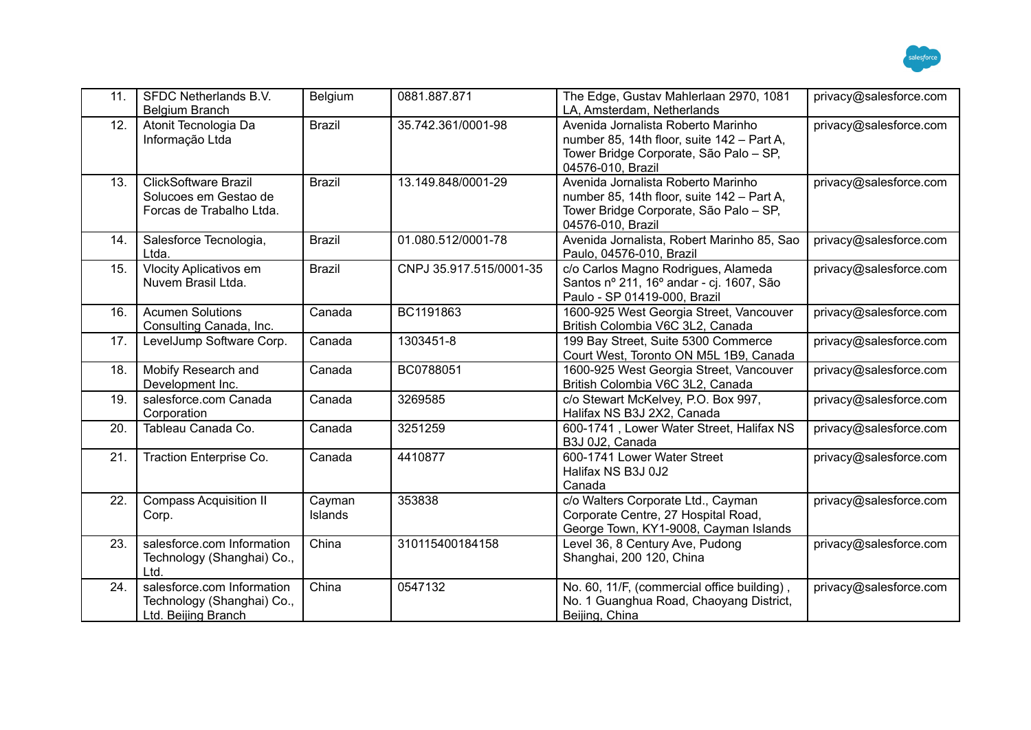| | | | | | |
|---|---|---|---|---|---|
| 11. | SFDC Netherlands B.V. Belgium Branch | Belgium | 0881.887.871 | The Edge, Gustav Mahlerlaan 2970, 1081 LA, Amsterdam, Netherlands | privacy@salesforce.com |
| 12. | Atonit Tecnologia Da Informação Ltda | Brazil | 35.742.361/0001-98 | Avenida Jornalista Roberto Marinho number 85, 14th floor, suite 142 – Part A, Tower Bridge Corporate, São Palo – SP, 04576-010, Brazil | privacy@salesforce.com |
| 13. | ClickSoftware Brazil Solucoes em Gestao de Forcas de Trabalho Ltda. | Brazil | 13.149.848/0001-29 | Avenida Jornalista Roberto Marinho number 85, 14th floor, suite 142 – Part A, Tower Bridge Corporate, São Palo – SP, 04576-010, Brazil | privacy@salesforce.com |
| 14. | Salesforce Tecnologia, Ltda. | Brazil | 01.080.512/0001-78 | Avenida Jornalista, Robert Marinho 85, Sao Paulo, 04576-010, Brazil | privacy@salesforce.com |
| 15. | Vlocity Aplicativos em Nuvem Brasil Ltda. | Brazil | CNPJ 35.917.515/0001-35 | c/o Carlos Magno Rodrigues, Alameda Santos nº 211, 16º andar - cj. 1607, São Paulo - SP 01419-000, Brazil | privacy@salesforce.com |
| 16. | Acumen Solutions Consulting Canada, Inc. | Canada | BC1191863 | 1600-925 West Georgia Street, Vancouver British Colombia V6C 3L2, Canada | privacy@salesforce.com |
| 17. | LevelJump Software Corp. | Canada | 1303451-8 | 199 Bay Street, Suite 5300 Commerce Court West, Toronto ON M5L 1B9, Canada | privacy@salesforce.com |
| 18. | Mobify Research and Development Inc. | Canada | BC0788051 | 1600-925 West Georgia Street, Vancouver British Colombia V6C 3L2, Canada | privacy@salesforce.com |
| 19. | salesforce.com Canada Corporation | Canada | 3269585 | c/o Stewart McKelvey, P.O. Box 997, Halifax NS B3J 2X2, Canada | privacy@salesforce.com |
| 20. | Tableau Canada Co. | Canada | 3251259 | 600-1741 , Lower Water Street, Halifax NS B3J 0J2, Canada | privacy@salesforce.com |
| 21. | Traction Enterprise Co. | Canada | 4410877 | 600-1741 Lower Water Street<br>Halifax NS B3J 0J2<br>Canada | privacy@salesforce.com |
| 22. | Compass Acquisition II Corp. | Cayman Islands | 353838 | c/o Walters Corporate Ltd., Cayman Corporate Centre, 27 Hospital Road, George Town, KY1-9008, Cayman Islands | privacy@salesforce.com |
| 23. | salesforce.com Information Technology (Shanghai) Co., Ltd. | China | 310115400184158 | Level 36, 8 Century Ave, Pudong Shanghai, 200 120, China | privacy@salesforce.com |
| 24. | salesforce.com Information Technology (Shanghai) Co., Ltd. Beijing Branch | China | 0547132 | No. 60, 11/F, (commercial office building) , No. 1 Guanghua Road, Chaoyang District, Beijing, China | privacy@salesforce.com |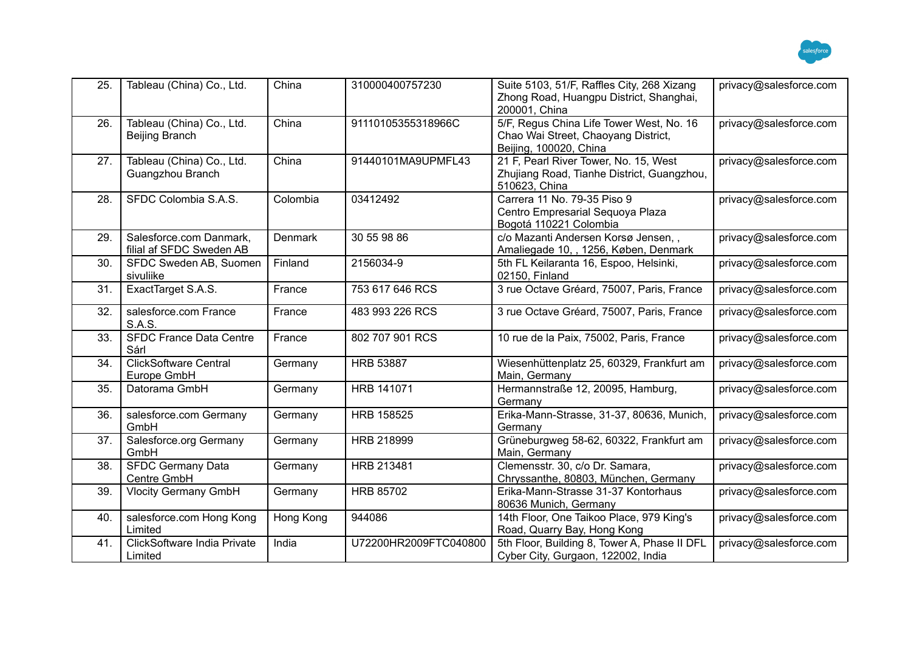| 25. | Tableau (China) Co., Ltd. | China | 310000400757230 | Suite 5103, 51/F, Raffles City, 268 Xizang Zhong Road, Huangpu District, Shanghai, 200001, China | privacy@salesforce.com |
|---|---|---|---|---|---|
| 26. | Tableau (China) Co., Ltd. Beijing Branch | China | 91110105355318966C | 5/F, Regus China Life Tower West, No. 16 Chao Wai Street, Chaoyang District, Beijing, 100020, China | privacy@salesforce.com |
| 27. | Tableau (China) Co., Ltd. Guangzhou Branch | China | 91440101MA9UPMFL43 | 21 F, Pearl River Tower, No. 15, West Zhujiang Road, Tianhe District, Guangzhou, 510623, China | privacy@salesforce.com |
| 28. | SFDC Colombia S.A.S. | Colombia | 03412492 | Carrera 11 No. 79-35 Piso 9 Centro Empresarial Sequoya Plaza Bogotá 110221 Colombia | privacy@salesforce.com |
| 29. | Salesforce.com Danmark, filial af SFDC Sweden AB | Denmark | 30 55 98 86 | c/o Mazanti Andersen Korsø Jensen, , Amaliegade 10, , 1256, Købe, Denmark | privacy@salesforce.com |
| 30. | SFDC Sweden AB, Suomen sivuliike | Finland | 2156034-9 | 5th FL Keilaranta 16, Espoo, Helsinki, 02150, Finland | privacy@salesforce.com |
| 31. | ExactTarget S.A.S. | France | 753 617 646 RCS | 3 rue Octave Gréard, 75007, Paris, France | privacy@salesforce.com |
| 32. | salesforce.com France S.A.S. | France | 483 993 226 RCS | 3 rue Octave Gréard, 75007, Paris, France | privacy@salesforce.com |
| 33. | SFDC France Data Centre Sárl | France | 802 707 901 RCS | 10 rue de la Paix, 75002, Paris, France | privacy@salesforce.com |
| 34. | ClickSoftware Central Europe GmbH | Germany | HRB 53887 | Wiesenhüttenplatz 25, 60329, Frankfurt am Main, Germany | privacy@salesforce.com |
| 35. | Datorama GmbH | Germany | HRB 141071 | Hermannstraße 12, 20095, Hamburg, Germany | privacy@salesforce.com |
| 36. | salesforce.com Germany GmbH | Germany | HRB 158525 | Erika-Mann-Strasse, 31-37, 80636, Munich, Germany | privacy@salesforce.com |
| 37. | Salesforce.org Germany GmbH | Germany | HRB 218999 | Grüneburgweg 58-62, 60322, Frankfurt am Main, Germany | privacy@salesforce.com |
| 38. | SFDC Germany Data Centre GmbH | Germany | HRB 213481 | Clemensstr. 30, c/o Dr. Samara, Chryssanthe, 80803, München, Germany | privacy@salesforce.com |
| 39. | Vlocity Germany GmbH | Germany | HRB 85702 | Erika-Mann-Strasse 31-37 Kontorhaus 80636 Munich, Germany | privacy@salesforce.com |
| 40. | salesforce.com Hong Kong Limited | Hong Kong | 944086 | 14th Floor, One Taikoo Place, 979 King's Road, Quarry Bay, Hong Kong | privacy@salesforce.com |
| 41. | ClickSoftware India Private Limited | India | U72200HR2009FTC040800 | 5th Floor, Building 8, Tower A, Phase II DFL Cyber City, Gurgaon, 122002, India | privacy@salesforce.com |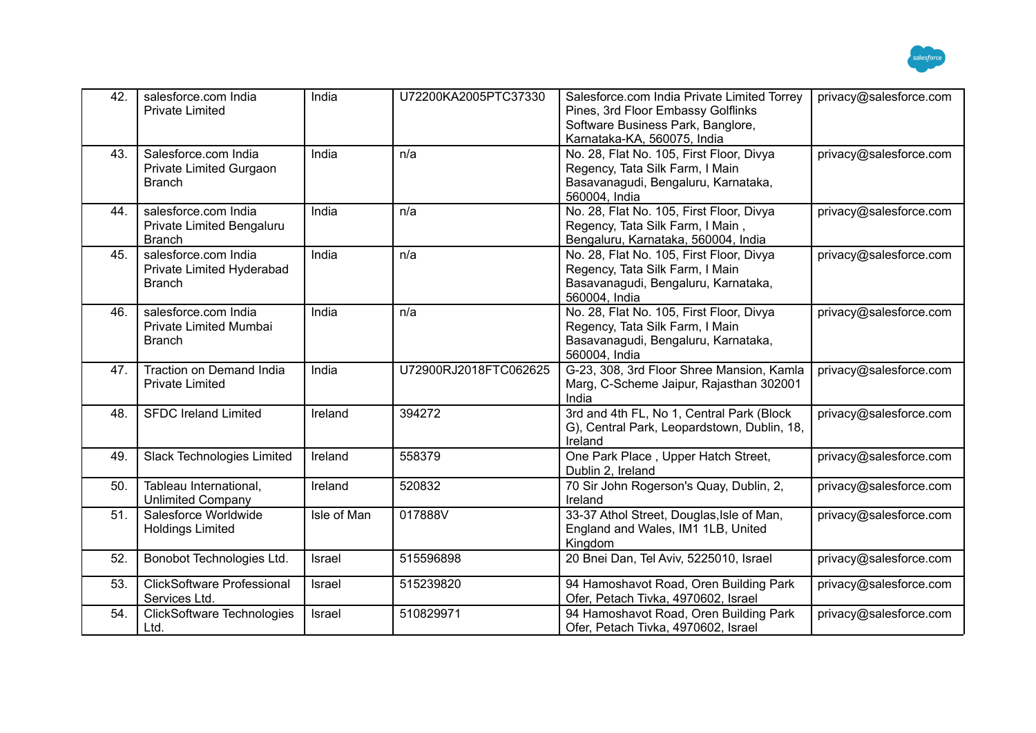| 42. | salesforce.com India Private Limited | India | U72200KA2005PTC37330 | Salesforce.com India Private Limited Torrey Pines, 3rd Floor Embassy Golflinks Software Business Park, Banglore, Karnataka-KA, 560075, India | privacy@salesforce.com |
|---|---|---|---|---|---|
| 43. | Salesforce.com India Private Limited Gurgaon Branch | India | n/a | No. 28, Flat No. 105, First Floor, Divya Regency, Tata Silk Farm, I Main Basavanagudi, Bengaluru, Karnataka, 560004, India | privacy@salesforce.com |
| 44. | salesforce.com India Private Limited Bengaluru Branch | India | n/a | No. 28, Flat No. 105, First Floor, Divya Regency, Tata Silk Farm, I Main , Bengaluru, Karnataka, 560004, India | privacy@salesforce.com |
| 45. | salesforce.com India Private Limited Hyderabad Branch | India | n/a | No. 28, Flat No. 105, First Floor, Divya Regency, Tata Silk Farm, I Main Basavanagudi, Bengaluru, Karnataka, 560004, India | privacy@salesforce.com |
| 46. | salesforce.com India Private Limited Mumbai Branch | India | n/a | No. 28, Flat No. 105, First Floor, Divya Regency, Tata Silk Farm, I Main Basavanagudi, Bengaluru, Karnataka, 560004, India | privacy@salesforce.com |
| 47. | Traction on Demand India Private Limited | India | U72900RJ2018FTC062625 | G-23, 308, 3rd Floor Shree Mansion, Kamla Marg, C-Scheme Jaipur, Rajasthan 302001 India | privacy@salesforce.com |
| 48. | SFDC Ireland Limited | Ireland | 394272 | 3rd and 4th FL, No 1, Central Park (Block G), Central Park, Leopardstown, Dublin, 18, Ireland | privacy@salesforce.com |
| 49. | Slack Technologies Limited | Ireland | 558379 | One Park Place , Upper Hatch Street, Dublin 2, Ireland | privacy@salesforce.com |
| 50. | Tableau International, Unlimited Company | Ireland | 520832 | 70 Sir John Rogerson's Quay, Dublin, 2, Ireland | privacy@salesforce.com |
| 51. | Salesforce Worldwide Holdings Limited | Isle of Man | 017888V | 33-37 Athol Street, Douglas,Isle of Man, England and Wales, IM1 1LB, United Kingdom | privacy@salesforce.com |
| 52. | Bonobot Technologies Ltd. | Israel | 515596898 | 20 Bnei Dan, Tel Aviv, 5225010, Israel | privacy@salesforce.com |
| 53. | ClickSoftware Professional Services Ltd. | Israel | 515239820 | 94 Hamoshavot Road, Oren Building Park Ofer, Petach Tivka, 4970602, Israel | privacy@salesforce.com |
| 54. | ClickSoftware Technologies Ltd. | Israel | 510829971 | 94 Hamoshavot Road, Oren Building Park Ofer, Petach Tivka, 4970602, Israel | privacy@salesforce.com |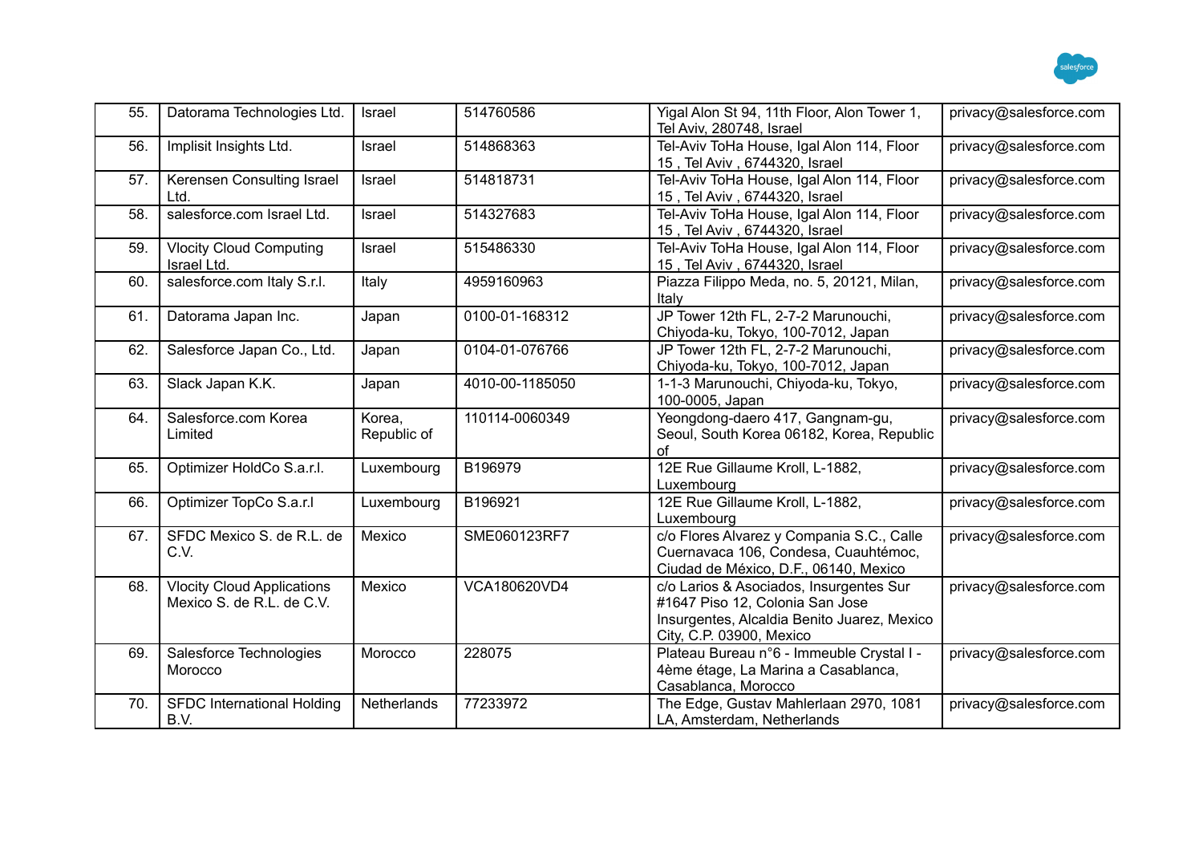| 55. | Datorama Technologies Ltd. | Israel | 514760586 | Yigal Alon St 94, 11th Floor, Alon Tower 1, Tel Aviv, 280748, Israel | privacy@salesforce.com |
|---|---|---|---|---|---|
| 56. | Implisit Insights Ltd. | Israel | 514868363 | Tel-Aviv ToHa House, Igal Alon 114, Floor 15 , Tel Aviv , 6744320, Israel | privacy@salesforce.com |
| 57. | Kerensen Consulting Israel Ltd. | Israel | 514818731 | Tel-Aviv ToHa House, Igal Alon 114, Floor 15 , Tel Aviv , 6744320, Israel | privacy@salesforce.com |
| 58. | salesforce.com Israel Ltd. | Israel | 514327683 | Tel-Aviv ToHa House, Igal Alon 114, Floor 15 , Tel Aviv , 6744320, Israel | privacy@salesforce.com |
| 59. | Vlocity Cloud Computing Israel Ltd. | Israel | 515486330 | Tel-Aviv ToHa House, Igal Alon 114, Floor 15 , Tel Aviv , 6744320, Israel | privacy@salesforce.com |
| 60. | salesforce.com Italy S.r.l. | Italy | 4959160963 | Piazza Filippo Meda, no. 5, 20121, Milan, Italy | privacy@salesforce.com |
| 61. | Datorama Japan Inc. | Japan | 0100-01-168312 | JP Tower 12th FL, 2-7-2 Marunouchi, Chiyoda-ku, Tokyo, 100-7012, Japan | privacy@salesforce.com |
| 62. | Salesforce Japan Co., Ltd. | Japan | 0104-01-076766 | JP Tower 12th FL, 2-7-2 Marunouchi, Chiyoda-ku, Tokyo, 100-7012, Japan | privacy@salesforce.com |
| 63. | Slack Japan K.K. | Japan | 4010-00-1185050 | 1-1-3 Marunouchi, Chiyoda-ku, Tokyo, 100-0005, Japan | privacy@salesforce.com |
| 64. | Salesforce.com Korea Limited | Korea, Republic of | 110114-0060349 | Yeongdong-daero 417, Gangnam-gu, Seoul, South Korea 06182, Korea, Republic of | privacy@salesforce.com |
| 65. | Optimizer HoldCo S.a.r.l. | Luxembourg | B196979 | 12E Rue Gillaume Kroll, L-1882, Luxembourg | privacy@salesforce.com |
| 66. | Optimizer TopCo S.a.r.l | Luxembourg | B196921 | 12E Rue Gillaume Kroll, L-1882, Luxembourg | privacy@salesforce.com |
| 67. | SFDC Mexico S. de R.L. de C.V. | Mexico | SME060123RF7 | c/o Flores Alvarez y Compania S.C., Calle Cuernavaca 106, Condesa, Cuauhtémoc, Ciudad de México, D.F., 06140, Mexico | privacy@salesforce.com |
| 68. | Vlocity Cloud Applications Mexico S. de R.L. de C.V. | Mexico | VCA180620VD4 | c/o Larios & Asociados, Insurgentes Sur #1647 Piso 12, Colonia San Jose Insurgentes, Alcaldia Benito Juarez, Mexico City, C.P. 03900, Mexico | privacy@salesforce.com |
| 69. | Salesforce Technologies Morocco | Morocco | 228075 | Plateau Bureau n°6 - Immeuble Crystal I - 4ème étage, La Marina a Casablanca, Casablanca, Morocco | privacy@salesforce.com |
| 70. | SFDC International Holding B.V. | Netherlands | 77233972 | The Edge, Gustav Mahlerlaan 2970, 1081 LA, Amsterdam, Netherlands | privacy@salesforce.com |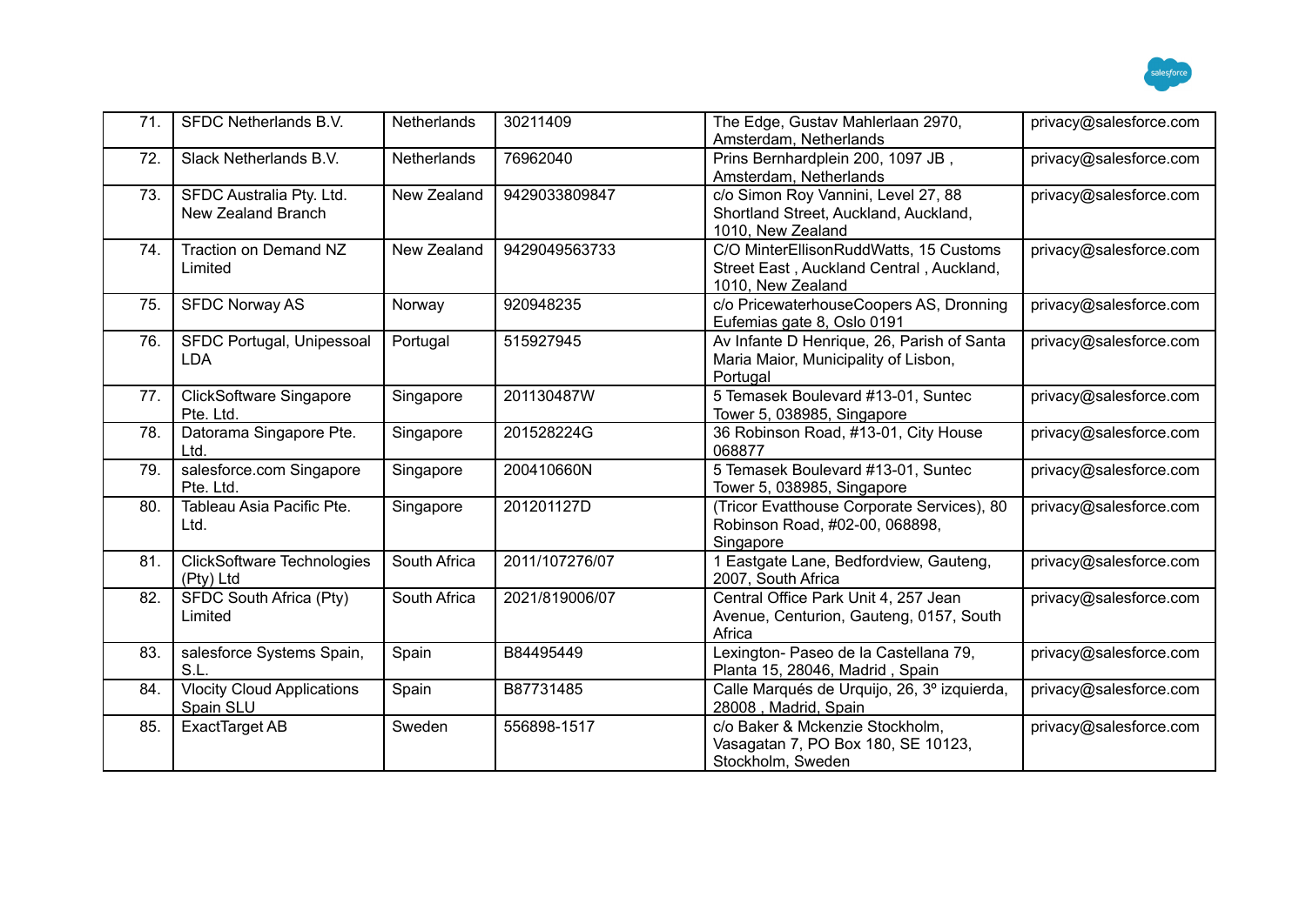| 71. | SFDC Netherlands B.V. | Netherlands | 30211409 | The Edge, Gustav Mahlerlaan 2970, Amsterdam, Netherlands | privacy@salesforce.com |
|---|---|---|---|---|---|
| 72. | Slack Netherlands B.V. | Netherlands | 76962040 | Prins Bernhardplein 200, 1097 JB , Amsterdam, Netherlands | privacy@salesforce.com |
| 73. | SFDC Australia Pty. Ltd. New Zealand Branch | New Zealand | 9429033809847 | c/o Simon Roy Vannini, Level 27, 88 Shortland Street, Auckland, Auckland, 1010, New Zealand | privacy@salesforce.com |
| 74. | Traction on Demand NZ Limited | New Zealand | 9429049563733 | C/O MinterEllisonRuddWatts, 15 Customs Street East , Auckland Central , Auckland, 1010, New Zealand | privacy@salesforce.com |
| 75. | SFDC Norway AS | Norway | 920948235 | c/o PricewaterhouseCoopers AS, Dronning Eufemias gate 8, Oslo 0191 | privacy@salesforce.com |
| 76. | SFDC Portugal, Unipessoal LDA | Portugal | 515927945 | Av Infante D Henrique, 26, Parish of Santa Maria Maior, Municipality of Lisbon, Portugal | privacy@salesforce.com |
| 77. | ClickSoftware Singapore Pte. Ltd. | Singapore | 201130487W | 5 Temasek Boulevard #13-01, Suntec Tower 5, 038985, Singapore | privacy@salesforce.com |
| 78. | Datorama Singapore Pte. Ltd. | Singapore | 201528224G | 36 Robinson Road, #13-01, City House 068877 | privacy@salesforce.com |
| 79. | salesforce.com Singapore Pte. Ltd. | Singapore | 200410660N | 5 Temasek Boulevard #13-01, Suntec Tower 5, 038985, Singapore | privacy@salesforce.com |
| 80. | Tableau Asia Pacific Pte. Ltd. | Singapore | 201201127D | (Tricor Evatthouse Corporate Services), 80 Robinson Road, #02-00, 068898, Singapore | privacy@salesforce.com |
| 81. | ClickSoftware Technologies (Pty) Ltd | South Africa | 2011/107276/07 | 1 Eastgate Lane, Bedfordview, Gauteng, 2007, South Africa | privacy@salesforce.com |
| 82. | SFDC South Africa (Pty) Limited | South Africa | 2021/819006/07 | Central Office Park Unit 4, 257 Jean Avenue, Centurion, Gauteng, 0157, South Africa | privacy@salesforce.com |
| 83. | salesforce Systems Spain, S.L. | Spain | B84495449 | Lexington- Paseo de la Castellana 79, Planta 15, 28046, Madrid , Spain | privacy@salesforce.com |
| 84. | Vlocity Cloud Applications Spain SLU | Spain | B87731485 | Calle Marqués de Urquijo, 26, 3º izquierda, 28008 , Madrid, Spain | privacy@salesforce.com |
| 85. | ExactTarget AB | Sweden | 556898-1517 | c/o Baker & Mckenzie Stockholm, Vasagatan 7, PO Box 180, SE 10123, Stockholm, Sweden | privacy@salesforce.com |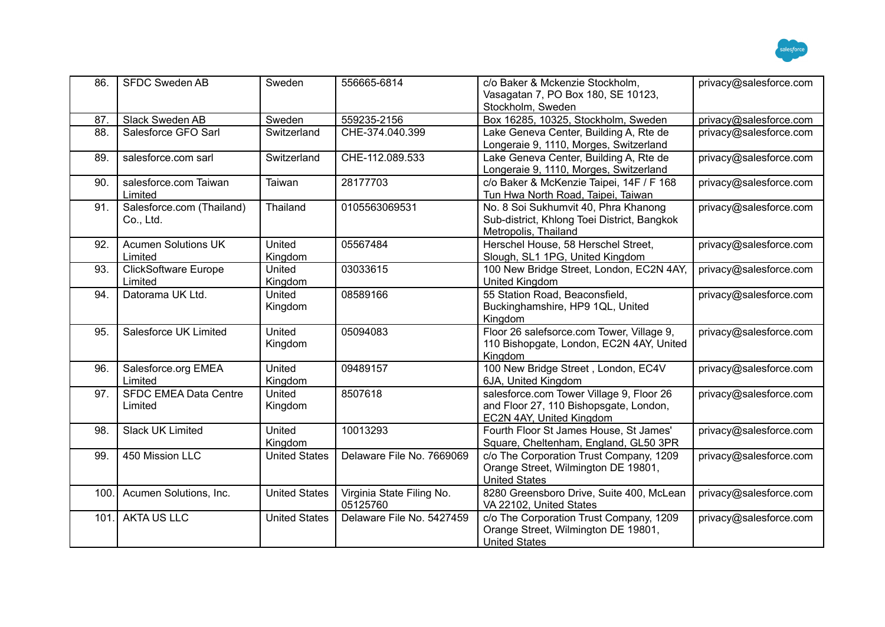| 86. | SFDC Sweden AB | Sweden | 556665-6814 | c/o Baker & Mckenzie Stockholm, Vasagatan 7, PO Box 180, SE 10123, Stockholm, Sweden | privacy@salesforce.com |
|---|---|---|---|---|---|
| 87. | Slack Sweden AB | Sweden | 559235-2156 | Box 16285, 10325, Stockholm, Sweden | privacy@salesforce.com |
| 88. | Salesforce GFO Sarl | Switzerland | CHE-374.040.399 | Lake Geneva Center, Building A, Rte de Longeraie 9, 1110, Morges, Switzerland | privacy@salesforce.com |
| 89. | salesforce.com sarl | Switzerland | CHE-112.089.533 | Lake Geneva Center, Building A, Rte de Longeraie 9, 1110, Morges, Switzerland | privacy@salesforce.com |
| 90. | salesforce.com Taiwan Limited | Taiwan | 28177703 | c/o Baker & McKenzie Taipei, 14F / F 168 Tun Hwa North Road, Taipei, Taiwan | privacy@salesforce.com |
| 91. | Salesforce.com (Thailand) Co., Ltd. | Thailand | 0105563069531 | No. 8 Soi Sukhumvit 40, Phra Khanong Sub-district, Khlong Toei District, Bangkok Metropolis, Thailand | privacy@salesforce.com |
| 92. | Acumen Solutions UK Limited | United Kingdom | 05567484 | Herschel House, 58 Herschel Street, Slough, SL1 1PG, United Kingdom | privacy@salesforce.com |
| 93. | ClickSoftware Europe Limited | United Kingdom | 03033615 | 100 New Bridge Street, London, EC2N 4AY, United Kingdom | privacy@salesforce.com |
| 94. | Datorama UK Ltd. | United Kingdom | 08589166 | 55 Station Road, Beaconsfield, Buckinghamshire, HP9 1QL, United Kingdom | privacy@salesforce.com |
| 95. | Salesforce UK Limited | United Kingdom | 05094083 | Floor 26 salefsorce.com Tower, Village 9, 110 Bishopgate, London, EC2N 4AY, United Kingdom | privacy@salesforce.com |
| 96. | Salesforce.org EMEA Limited | United Kingdom | 09489157 | 100 New Bridge Street , London, EC4V 6JA, United Kingdom | privacy@salesforce.com |
| 97. | SFDC EMEA Data Centre Limited | United Kingdom | 8507618 | salesforce.com Tower Village 9, Floor 26 and Floor 27, 110 Bishopsgate, London, EC2N 4AY, United Kingdom | privacy@salesforce.com |
| 98. | Slack UK Limited | United Kingdom | 10013293 | Fourth Floor St James House, St James' Square, Cheltenham, England, GL50 3PR | privacy@salesforce.com |
| 99. | 450 Mission LLC | United States | Delaware File No. 7669069 | c/o The Corporation Trust Company, 1209 Orange Street, Wilmington DE 19801, United States | privacy@salesforce.com |
| 100. | Acumen Solutions, Inc. | United States | Virginia State Filing No. 05125760 | 8280 Greensboro Drive, Suite 400, McLean VA 22102, United States | privacy@salesforce.com |
| 101. | AKTA US LLC | United States | Delaware File No. 5427459 | c/o The Corporation Trust Company, 1209 Orange Street, Wilmington DE 19801, United States | privacy@salesforce.com |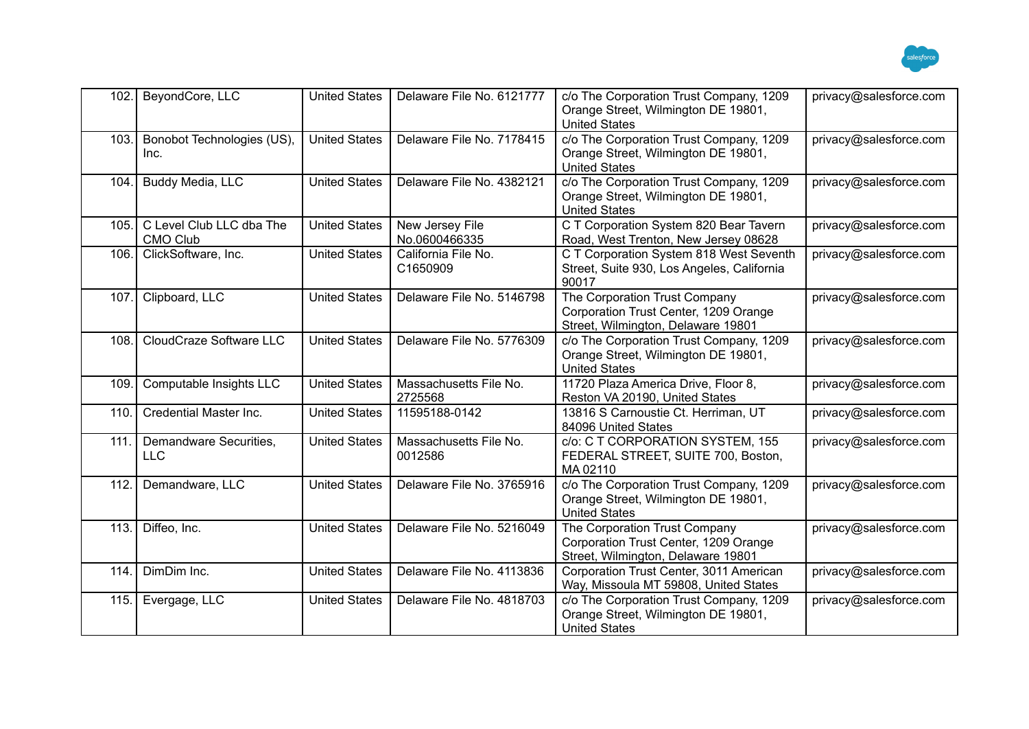| | | | | | |
|---|---|---|---|---|---|
| 102. | BeyondCore, LLC | United States | Delaware File No. 6121777 | c/o The Corporation Trust Company, 1209 Orange Street, Wilmington DE 19801, United States | privacy@salesforce.com |
| 103. | Bonobot Technologies (US), Inc. | United States | Delaware File No. 7178415 | c/o The Corporation Trust Company, 1209 Orange Street, Wilmington DE 19801, United States | privacy@salesforce.com |
| 104. | Buddy Media, LLC | United States | Delaware File No. 4382121 | c/o The Corporation Trust Company, 1209 Orange Street, Wilmington DE 19801, United States | privacy@salesforce.com |
| 105. | C Level Club LLC dba The CMO Club | United States | New Jersey File No.0600466335 | C T Corporation System 820 Bear Tavern Road, West Trenton, New Jersey 08628 | privacy@salesforce.com |
| 106. | ClickSoftware, Inc. | United States | California File No. C1650909 | C T Corporation System 818 West Seventh Street, Suite 930, Los Angeles, California 90017 | privacy@salesforce.com |
| 107. | Clipboard, LLC | United States | Delaware File No. 5146798 | The Corporation Trust Company Corporation Trust Center, 1209 Orange Street, Wilmington, Delaware 19801 | privacy@salesforce.com |
| 108. | CloudCraze Software LLC | United States | Delaware File No. 5776309 | c/o The Corporation Trust Company, 1209 Orange Street, Wilmington DE 19801, United States | privacy@salesforce.com |
| 109. | Computable Insights LLC | United States | Massachusetts File No. 2725568 | 11720 Plaza America Drive, Floor 8, Reston VA 20190, United States | privacy@salesforce.com |
| 110. | Credential Master Inc. | United States | 11595188-0142 | 13816 S Carnoustie Ct. Herriman, UT 84096 United States | privacy@salesforce.com |
| 111. | Demandware Securities, LLC | United States | Massachusetts File No. 0012586 | c/o: C T CORPORATION SYSTEM, 155 FEDERAL STREET, SUITE 700, Boston, MA 02110 | privacy@salesforce.com |
| 112. | Demandware, LLC | United States | Delaware File No. 3765916 | c/o The Corporation Trust Company, 1209 Orange Street, Wilmington DE 19801, United States | privacy@salesforce.com |
| 113. | Diffeo, Inc. | United States | Delaware File No. 5216049 | The Corporation Trust Company Corporation Trust Center, 1209 Orange Street, Wilmington, Delaware 19801 | privacy@salesforce.com |
| 114. | DimDim Inc. | United States | Delaware File No. 4113836 | Corporation Trust Center, 3011 American Way, Missoula MT 59808, United States | privacy@salesforce.com |
| 115. | Evergage, LLC | United States | Delaware File No. 4818703 | c/o The Corporation Trust Company, 1209 Orange Street, Wilmington DE 19801, United States | privacy@salesforce.com |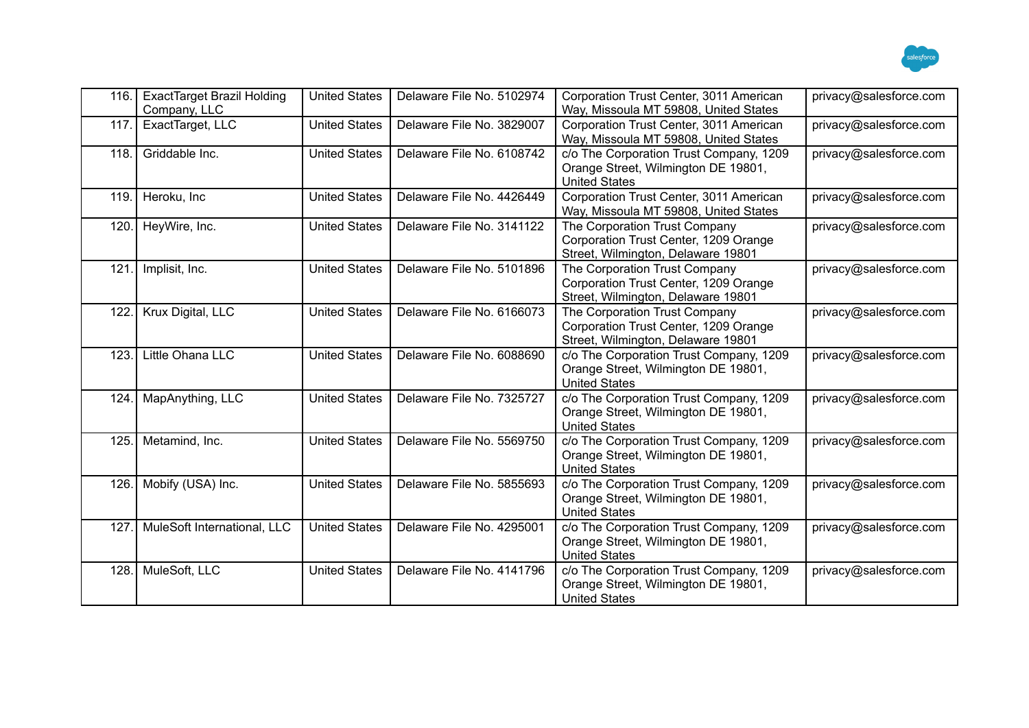| 116. | ExactTarget Brazil Holding Company, LLC | United States | Delaware File No. 5102974 | Corporation Trust Center, 3011 American Way, Missoula MT 59808, United States | privacy@salesforce.com |
|---|---|---|---|---|---|
| 117. | ExactTarget, LLC | United States | Delaware File No. 3829007 | Corporation Trust Center, 3011 American Way, Missoula MT 59808, United States | privacy@salesforce.com |
| 118. | Griddable Inc. | United States | Delaware File No. 6108742 | c/o The Corporation Trust Company, 1209 Orange Street, Wilmington DE 19801, United States | privacy@salesforce.com |
| 119. | Heroku, Inc | United States | Delaware File No. 4426449 | Corporation Trust Center, 3011 American Way, Missoula MT 59808, United States | privacy@salesforce.com |
| 120. | HeyWire, Inc. | United States | Delaware File No. 3141122 | The Corporation Trust Company Corporation Trust Center, 1209 Orange Street, Wilmington, Delaware 19801 | privacy@salesforce.com |
| 121. | Implisit, Inc. | United States | Delaware File No. 5101896 | The Corporation Trust Company Corporation Trust Center, 1209 Orange Street, Wilmington, Delaware 19801 | privacy@salesforce.com |
| 122. | Krux Digital, LLC | United States | Delaware File No. 6166073 | The Corporation Trust Company Corporation Trust Center, 1209 Orange Street, Wilmington, Delaware 19801 | privacy@salesforce.com |
| 123. | Little Ohana LLC | United States | Delaware File No. 6088690 | c/o The Corporation Trust Company, 1209 Orange Street, Wilmington DE 19801, United States | privacy@salesforce.com |
| 124. | MapAnything, LLC | United States | Delaware File No. 7325727 | c/o The Corporation Trust Company, 1209 Orange Street, Wilmington DE 19801, United States | privacy@salesforce.com |
| 125. | Metamind, Inc. | United States | Delaware File No. 5569750 | c/o The Corporation Trust Company, 1209 Orange Street, Wilmington DE 19801, United States | privacy@salesforce.com |
| 126. | Mobify (USA) Inc. | United States | Delaware File No. 5855693 | c/o The Corporation Trust Company, 1209 Orange Street, Wilmington DE 19801, United States | privacy@salesforce.com |
| 127. | MuleSoft International, LLC | United States | Delaware File No. 4295001 | c/o The Corporation Trust Company, 1209 Orange Street, Wilmington DE 19801, United States | privacy@salesforce.com |
| 128. | MuleSoft, LLC | United States | Delaware File No. 4141796 | c/o The Corporation Trust Company, 1209 Orange Street, Wilmington DE 19801, United States | privacy@salesforce.com |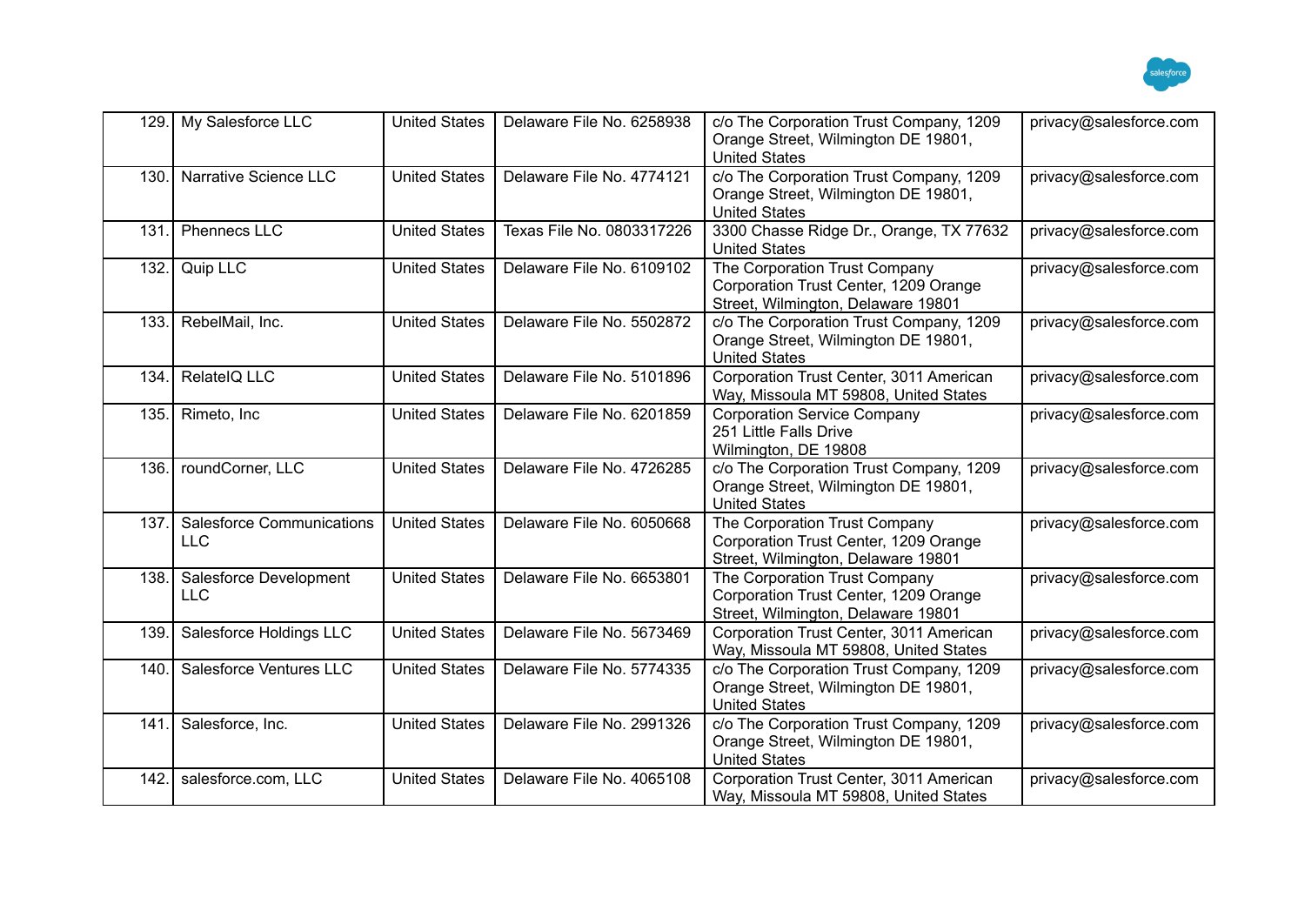| 129. | My Salesforce LLC | United States | Delaware File No. 6258938 | c/o The Corporation Trust Company, 1209 Orange Street, Wilmington DE 19801, United States | privacy@salesforce.com |
|---|---|---|---|---|---|
| 130. | Narrative Science LLC | United States | Delaware File No. 4774121 | c/o The Corporation Trust Company, 1209 Orange Street, Wilmington DE 19801, United States | privacy@salesforce.com |
| 131. | Phennecs LLC | United States | Texas File No. 0803317226 | 3300 Chasse Ridge Dr., Orange, TX 77632 United States | privacy@salesforce.com |
| 132. | Quip LLC | United States | Delaware File No. 6109102 | The Corporation Trust Company Corporation Trust Center, 1209 Orange Street, Wilmington, Delaware 19801 | privacy@salesforce.com |
| 133. | RebelMail, Inc. | United States | Delaware File No. 5502872 | c/o The Corporation Trust Company, 1209 Orange Street, Wilmington DE 19801, United States | privacy@salesforce.com |
| 134. | RelateIQ LLC | United States | Delaware File No. 5101896 | Corporation Trust Center, 3011 American Way, Missoula MT 59808, United States | privacy@salesforce.com |
| 135. | Rimeto, Inc | United States | Delaware File No. 6201859 | Corporation Service Company 251 Little Falls Drive Wilmington, DE 19808 | privacy@salesforce.com |
| 136. | roundCorner, LLC | United States | Delaware File No. 4726285 | c/o The Corporation Trust Company, 1209 Orange Street, Wilmington DE 19801, United States | privacy@salesforce.com |
| 137. | Salesforce Communications LLC | United States | Delaware File No. 6050668 | The Corporation Trust Company Corporation Trust Center, 1209 Orange Street, Wilmington, Delaware 19801 | privacy@salesforce.com |
| 138. | Salesforce Development LLC | United States | Delaware File No. 6653801 | The Corporation Trust Company Corporation Trust Center, 1209 Orange Street, Wilmington, Delaware 19801 | privacy@salesforce.com |
| 139. | Salesforce Holdings LLC | United States | Delaware File No. 5673469 | Corporation Trust Center, 3011 American Way, Missoula MT 59808, United States | privacy@salesforce.com |
| 140. | Salesforce Ventures LLC | United States | Delaware File No. 5774335 | c/o The Corporation Trust Company, 1209 Orange Street, Wilmington DE 19801, United States | privacy@salesforce.com |
| 141. | Salesforce, Inc. | United States | Delaware File No. 2991326 | c/o The Corporation Trust Company, 1209 Orange Street, Wilmington DE 19801, United States | privacy@salesforce.com |
| 142. | salesforce.com, LLC | United States | Delaware File No. 4065108 | Corporation Trust Center, 3011 American Way, Missoula MT 59808, United States | privacy@salesforce.com |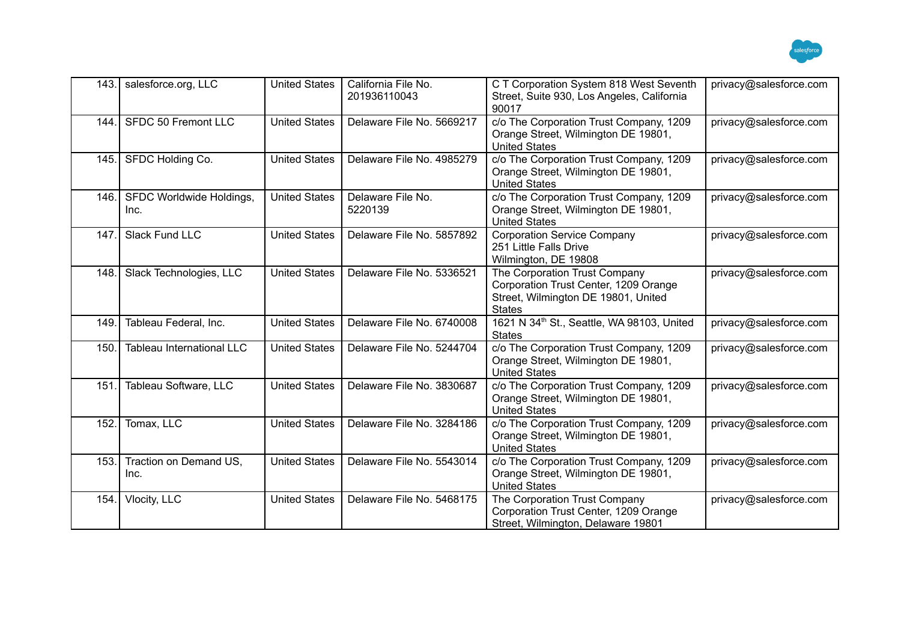| | | | | | |
|---|---|---|---|---|---|
| 143. | salesforce.org, LLC | United States | California File No. 201936110043 | C T Corporation System 818 West Seventh Street, Suite 930, Los Angeles, California 90017 | privacy@salesforce.com |
| 144. | SFDC 50 Fremont LLC | United States | Delaware File No. 5669217 | c/o The Corporation Trust Company, 1209 Orange Street, Wilmington DE 19801, United States | privacy@salesforce.com |
| 145. | SFDC Holding Co. | United States | Delaware File No. 4985279 | c/o The Corporation Trust Company, 1209 Orange Street, Wilmington DE 19801, United States | privacy@salesforce.com |
| 146. | SFDC Worldwide Holdings, Inc. | United States | Delaware File No. 5220139 | c/o The Corporation Trust Company, 1209 Orange Street, Wilmington DE 19801, United States | privacy@salesforce.com |
| 147. | Slack Fund LLC | United States | Delaware File No. 5857892 | Corporation Service Company 251 Little Falls Drive Wilmington, DE 19808 | privacy@salesforce.com |
| 148. | Slack Technologies, LLC | United States | Delaware File No. 5336521 | The Corporation Trust Company Corporation Trust Center, 1209 Orange Street, Wilmington DE 19801, United States | privacy@salesforce.com |
| 149. | Tableau Federal, Inc. | United States | Delaware File No. 6740008 | 1621 N 34th St., Seattle, WA 98103, United States | privacy@salesforce.com |
| 150. | Tableau International LLC | United States | Delaware File No. 5244704 | c/o The Corporation Trust Company, 1209 Orange Street, Wilmington DE 19801, United States | privacy@salesforce.com |
| 151. | Tableau Software, LLC | United States | Delaware File No. 3830687 | c/o The Corporation Trust Company, 1209 Orange Street, Wilmington DE 19801, United States | privacy@salesforce.com |
| 152. | Tomax, LLC | United States | Delaware File No. 3284186 | c/o The Corporation Trust Company, 1209 Orange Street, Wilmington DE 19801, United States | privacy@salesforce.com |
| 153. | Traction on Demand US, Inc. | United States | Delaware File No. 5543014 | c/o The Corporation Trust Company, 1209 Orange Street, Wilmington DE 19801, United States | privacy@salesforce.com |
| 154. | Vlocity, LLC | United States | Delaware File No. 5468175 | The Corporation Trust Company Corporation Trust Center, 1209 Orange Street, Wilmington, Delaware 19801 | privacy@salesforce.com |